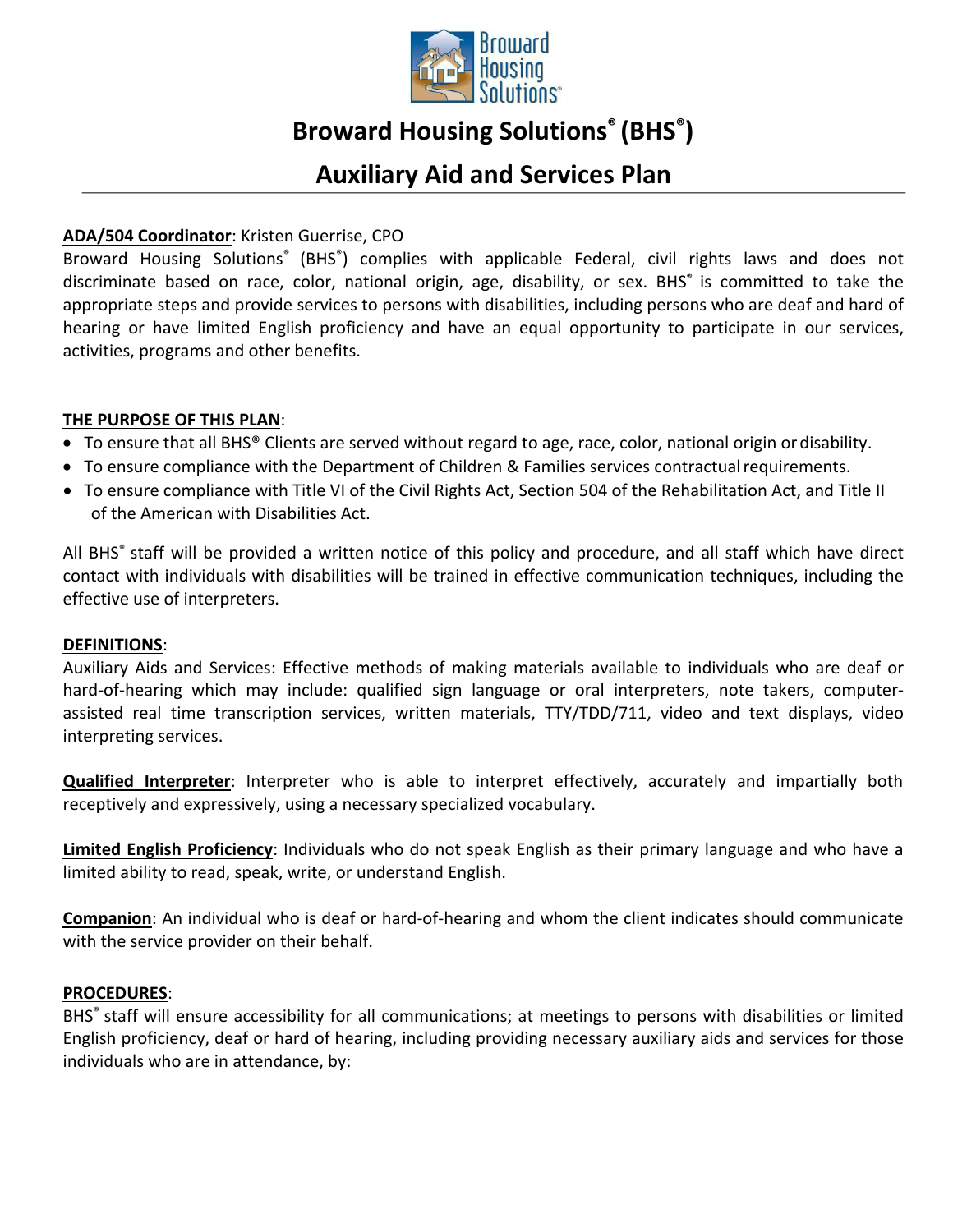# Broward Housing Solutions® (BHS®)

## Auxiliary Aid and Services Plan

**ADA/504 Coordinator**: Kristen Guerrise, CPO

Broward Housing Solutions® (BHS®) complies with applicable Federal, civil rights laws and does not discriminate based on race, color, national origin, age, disability, or sex. BHS® is committed to take the appropriate steps and provide services to persons with disabilities, including persons who are deaf and hard of hearing or have limited English proficiency and have an equal opportunity to participate in our services, activities, programs and other benefits.

**THE PURPOSE OF THIS PLAN**:

- To ensure that all BHS® Clients are served without regard to age, race, color, national origin or disability.
- To ensure compliance with the Department of Children & Families services contractual requirements.
- To ensure compliance with Title VI of the Civil Rights Act, Section 504 of the Rehabilitation Act, and Title II of the American with Disabilities Act.

All BHS® staff will be provided a written notice of this policy and procedure, and all staff which have direct contact with individuals with disabilities will be trained in effective communication techniques, including the effective use of interpreters.

**DEFINITIONS**:

Auxiliary Aids and Services: Effective methods of making materials available to individuals who are deaf or hard-of-hearing which may include: qualified sign language or oral interpreters, note takers, computer-assisted real time transcription services, written materials, TTY/TDD/711, video and text displays, video interpreting services.

**Qualified Interpreter**: Interpreter who is able to interpret effectively, accurately and impartially both receptively and expressively, using a necessary specialized vocabulary.

**Limited English Proficiency**: Individuals who do not speak English as their primary language and who have a limited ability to read, speak, write, or understand English.

**Companion**: An individual who is deaf or hard-of-hearing and whom the client indicates should communicate with the service provider on their behalf.

**PROCEDURES**:

BHS® staff will ensure accessibility for all communications; at meetings to persons with disabilities or limited English proficiency, deaf or hard of hearing, including providing necessary auxiliary aids and services for those individuals who are in attendance, by: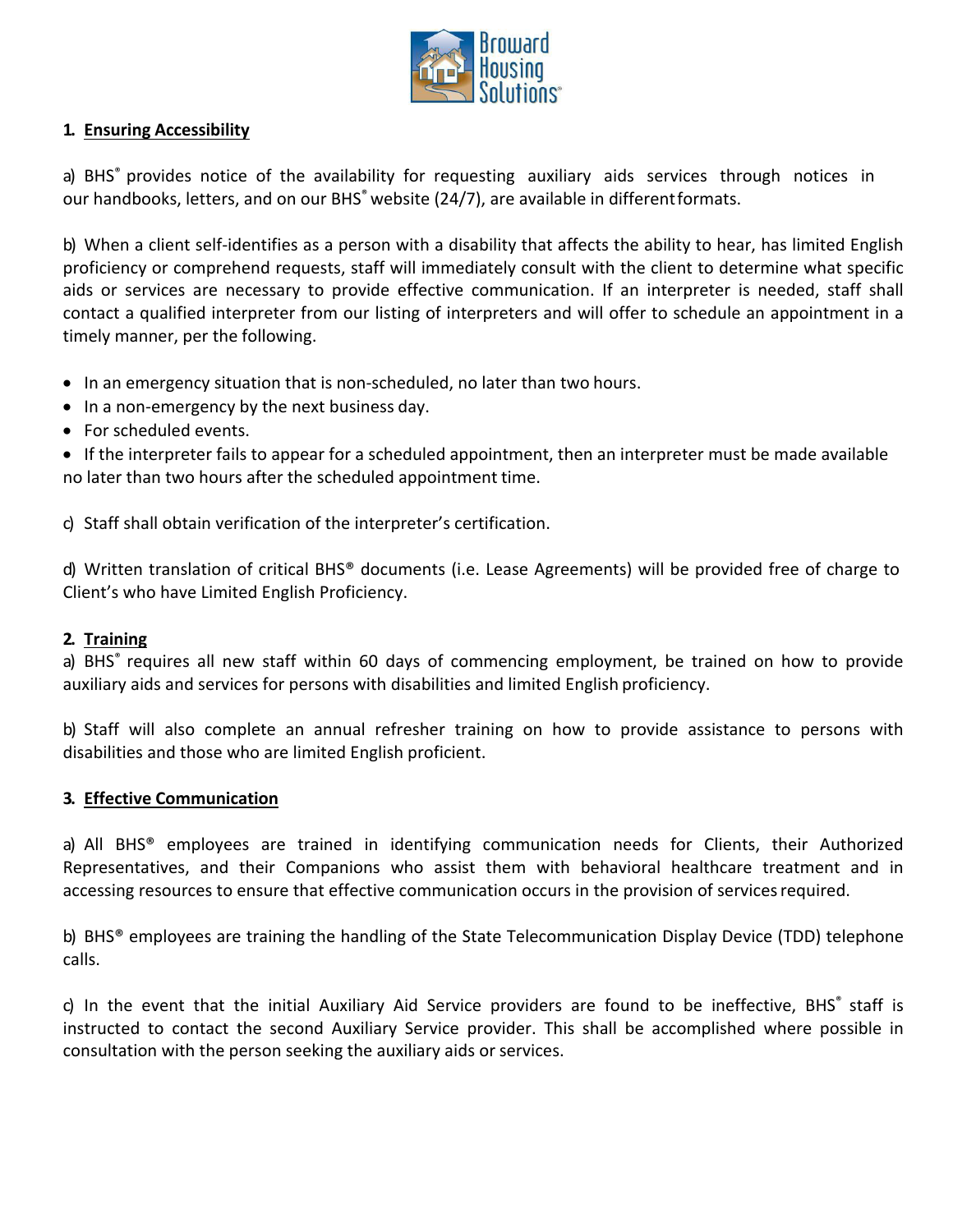**1. Ensuring Accessibility**

a) BHS® provides notice of the availability for requesting auxiliary aids services through notices in our handbooks, letters, and on our BHS® website (24/7), are available in different formats.

b) When a client self-identifies as a person with a disability that affects the ability to hear, has limited English proficiency or comprehend requests, staff will immediately consult with the client to determine what specific aids or services are necessary to provide effective communication. If an interpreter is needed, staff shall contact a qualified interpreter from our listing of interpreters and will offer to schedule an appointment in a timely manner, per the following.

- In an emergency situation that is non-scheduled, no later than two hours.
- In a non-emergency by the next business day.
- For scheduled events.
- If the interpreter fails to appear for a scheduled appointment, then an interpreter must be made available no later than two hours after the scheduled appointment time.

c) Staff shall obtain verification of the interpreter's certification.

d) Written translation of critical BHS® documents (i.e. Lease Agreements) will be provided free of charge to Client's who have Limited English Proficiency.

**2. Training**

a) BHS® requires all new staff within 60 days of commencing employment, be trained on how to provide auxiliary aids and services for persons with disabilities and limited English proficiency.

b) Staff will also complete an annual refresher training on how to provide assistance to persons with disabilities and those who are limited English proficient.

**3. Effective Communication**

a) All BHS® employees are trained in identifying communication needs for Clients, their Authorized Representatives, and their Companions who assist them with behavioral healthcare treatment and in accessing resources to ensure that effective communication occurs in the provision of services required.

b) BHS® employees are training the handling of the State Telecommunication Display Device (TDD) telephone calls.

c) In the event that the initial Auxiliary Aid Service providers are found to be ineffective, BHS® staff is instructed to contact the second Auxiliary Service provider. This shall be accomplished where possible in consultation with the person seeking the auxiliary aids or services.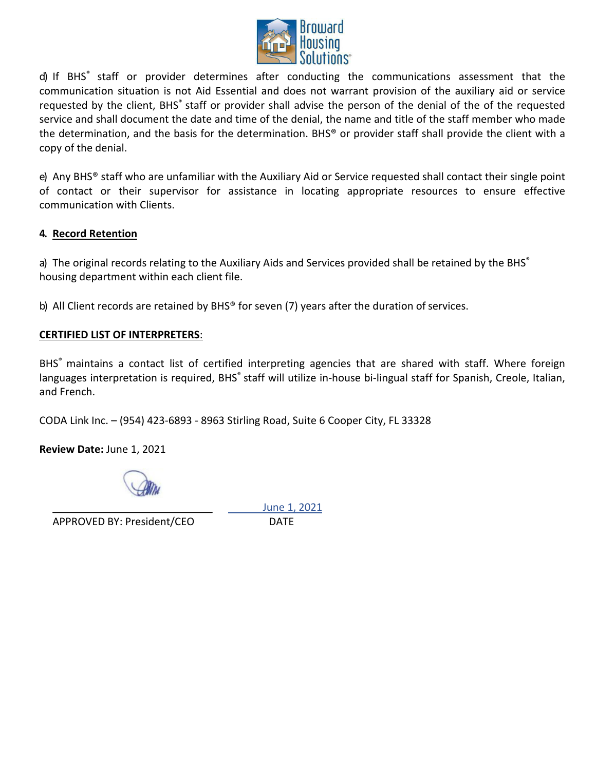d) If BHS® staff or provider determines after conducting the communications assessment that the communication situation is not Aid Essential and does not warrant provision of the auxiliary aid or service requested by the client, BHS® staff or provider shall advise the person of the denial of the of the requested service and shall document the date and time of the denial, the name and title of the staff member who made the determination, and the basis for the determination. BHS® or provider staff shall provide the client with a copy of the denial.

e) Any BHS® staff who are unfamiliar with the Auxiliary Aid or Service requested shall contact their single point of contact or their supervisor for assistance in locating appropriate resources to ensure effective communication with Clients.

**4. Record Retention**

a) The original records relating to the Auxiliary Aids and Services provided shall be retained by the BHS® housing department within each client file.

b) All Client records are retained by BHS® for seven (7) years after the duration of services.

**CERTIFIED LIST OF INTERPRETERS**:

BHS® maintains a contact list of certified interpreting agencies that are shared with staff. Where foreign languages interpretation is required, BHS® staff will utilize in-house bi-lingual staff for Spanish, Creole, Italian, and French.

CODA Link Inc. – (954) 423-6893 - 8963 Stirling Road, Suite 6 Cooper City, FL 33328

**Review Date:** June 1, 2021

APPROVED BY: President/CEO — DATE: June 1, 2021